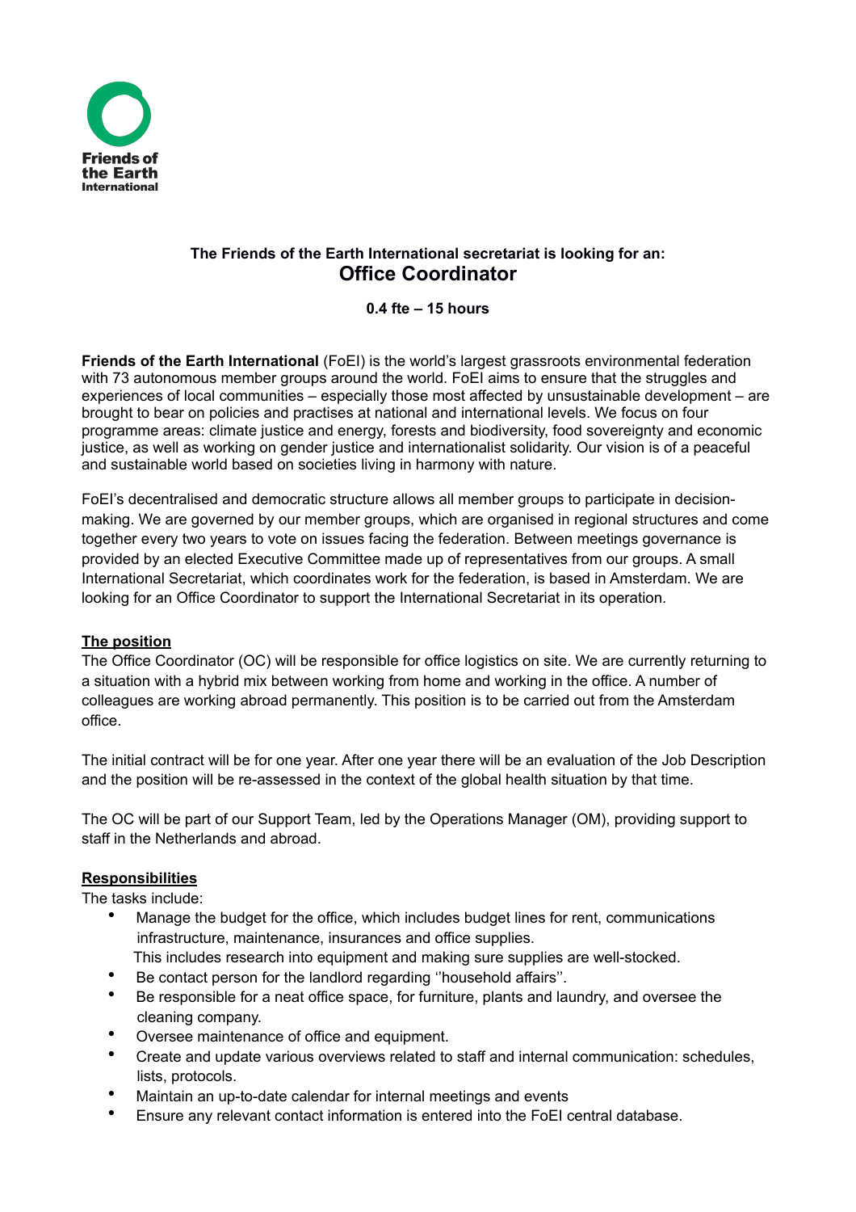Friends of the Earth International

**The Friends of the Earth International secretariat is looking for an:**

# Office Coordinator

**0.4 fte – 15 hours**

**Friends of the Earth International** (FoEI) is the world's largest grassroots environmental federation with 73 autonomous member groups around the world. FoEI aims to ensure that the struggles and experiences of local communities – especially those most affected by unsustainable development – are brought to bear on policies and practises at national and international levels. We focus on four programme areas: climate justice and energy, forests and biodiversity, food sovereignty and economic justice, as well as working on gender justice and internationalist solidarity. Our vision is of a peaceful and sustainable world based on societies living in harmony with nature.

FoEI's decentralised and democratic structure allows all member groups to participate in decision-making. We are governed by our member groups, which are organised in regional structures and come together every two years to vote on issues facing the federation. Between meetings governance is provided by an elected Executive Committee made up of representatives from our groups. A small International Secretariat, which coordinates work for the federation, is based in Amsterdam. We are looking for an Office Coordinator to support the International Secretariat in its operation.

## The position

The Office Coordinator (OC) will be responsible for office logistics on site. We are currently returning to a situation with a hybrid mix between working from home and working in the office. A number of colleagues are working abroad permanently. This position is to be carried out from the Amsterdam office.

The initial contract will be for one year. After one year there will be an evaluation of the Job Description and the position will be re-assessed in the context of the global health situation by that time.

The OC will be part of our Support Team, led by the Operations Manager (OM), providing support to staff in the Netherlands and abroad.

## Responsibilities

The tasks include:

- Manage the budget for the office, which includes budget lines for rent, communications infrastructure, maintenance, insurances and office supplies.
  This includes research into equipment and making sure supplies are well-stocked.
- Be contact person for the landlord regarding ''household affairs''.
- Be responsible for a neat office space, for furniture, plants and laundry, and oversee the cleaning company.
- Oversee maintenance of office and equipment.
- Create and update various overviews related to staff and internal communication: schedules, lists, protocols.
- Maintain an up-to-date calendar for internal meetings and events
- Ensure any relevant contact information is entered into the FoEI central database.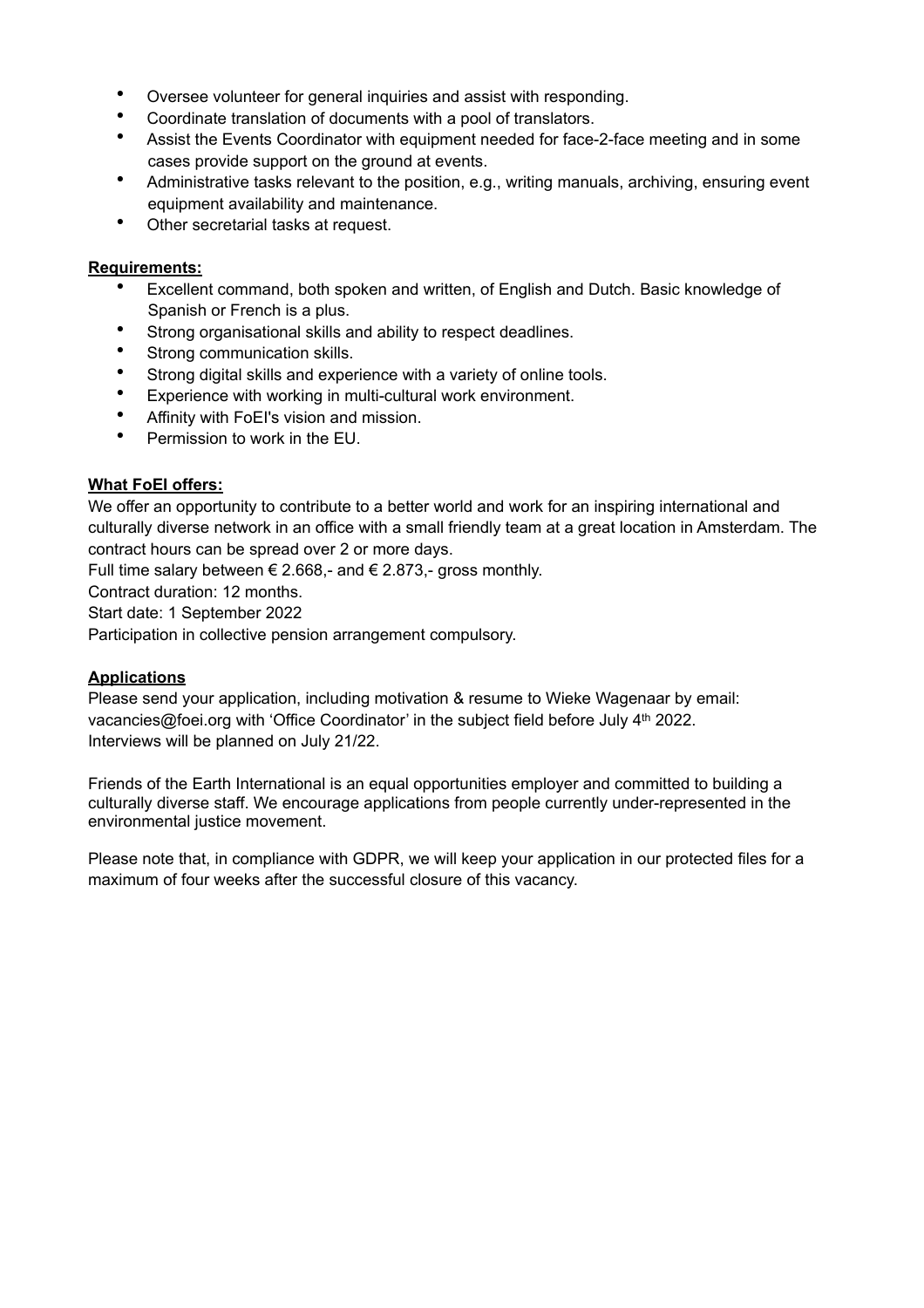- Oversee volunteer for general inquiries and assist with responding.
- Coordinate translation of documents with a pool of translators.
- Assist the Events Coordinator with equipment needed for face-2-face meeting and in some cases provide support on the ground at events.
- Administrative tasks relevant to the position, e.g., writing manuals, archiving, ensuring event equipment availability and maintenance.
- Other secretarial tasks at request.

**Requirements:**

- Excellent command, both spoken and written, of English and Dutch. Basic knowledge of Spanish or French is a plus.
- Strong organisational skills and ability to respect deadlines.
- Strong communication skills.
- Strong digital skills and experience with a variety of online tools.
- Experience with working in multi-cultural work environment.
- Affinity with FoEI's vision and mission.
- Permission to work in the EU.

**What FoEI offers:**

We offer an opportunity to contribute to a better world and work for an inspiring international and culturally diverse network in an office with a small friendly team at a great location in Amsterdam. The contract hours can be spread over 2 or more days.

Full time salary between € 2.668,- and € 2.873,- gross monthly.

Contract duration: 12 months.

Start date: 1 September 2022

Participation in collective pension arrangement compulsory.

**Applications**

Please send your application, including motivation & resume to Wieke Wagenaar by email: vacancies@foei.org with 'Office Coordinator' in the subject field before July 4th 2022.
Interviews will be planned on July 21/22.

Friends of the Earth International is an equal opportunities employer and committed to building a culturally diverse staff. We encourage applications from people currently under-represented in the environmental justice movement.

Please note that, in compliance with GDPR, we will keep your application in our protected files for a maximum of four weeks after the successful closure of this vacancy.